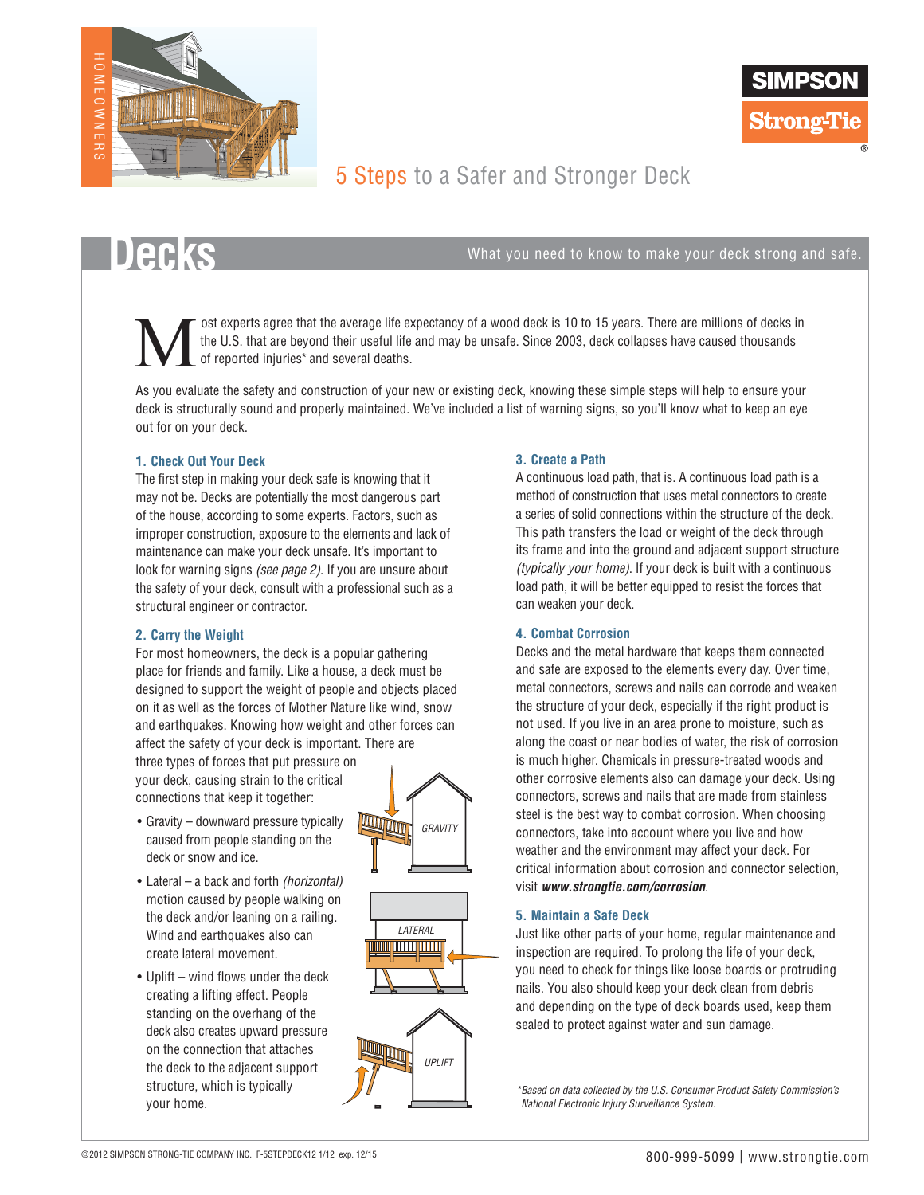# 5 Steps to a Safer and Stronger Deck

## Decks

What you need to know to make your deck strong and safe.

Most experts agree that the average life expectancy of a wood deck is 10 to 15 years. There are millions of decks in the U.S. that are beyond their useful life and may be unsafe. Since 2003, deck collapses have caused thousands of reported injuries* and several deaths.

As you evaluate the safety and construction of your new or existing deck, knowing these simple steps will help to ensure your deck is structurally sound and properly maintained. We've included a list of warning signs, so you'll know what to keep an eye out for on your deck.

### 1. Check Out Your Deck

The first step in making your deck safe is knowing that it may not be. Decks are potentially the most dangerous part of the house, according to some experts. Factors, such as improper construction, exposure to the elements and lack of maintenance can make your deck unsafe. It's important to look for warning signs *(see page 2)*. If you are unsure about the safety of your deck, consult with a professional such as a structural engineer or contractor.

### 2. Carry the Weight

For most homeowners, the deck is a popular gathering place for friends and family. Like a house, a deck must be designed to support the weight of people and objects placed on it as well as the forces of Mother Nature like wind, snow and earthquakes. Knowing how weight and other forces can affect the safety of your deck is important. There are three types of forces that put pressure on your deck, causing strain to the critical connections that keep it together:

- Gravity – downward pressure typically caused from people standing on the deck or snow and ice.
- Lateral – a back and forth *(horizontal)* motion caused by people walking on the deck and/or leaning on a railing. Wind and earthquakes also can create lateral movement.
- Uplift – wind flows under the deck creating a lifting effect. People standing on the overhang of the deck also creates upward pressure on the connection that attaches the deck to the adjacent support structure, which is typically your home.

GRAVITY

LATERAL

UPLIFT

### 3. Create a Path

A continuous load path, that is. A continuous load path is a method of construction that uses metal connectors to create a series of solid connections within the structure of the deck. This path transfers the load or weight of the deck through its frame and into the ground and adjacent support structure *(typically your home)*. If your deck is built with a continuous load path, it will be better equipped to resist the forces that can weaken your deck.

### 4. Combat Corrosion

Decks and the metal hardware that keeps them connected and safe are exposed to the elements every day. Over time, metal connectors, screws and nails can corrode and weaken the structure of your deck, especially if the right product is not used. If you live in an area prone to moisture, such as along the coast or near bodies of water, the risk of corrosion is much higher. Chemicals in pressure-treated woods and other corrosive elements also can damage your deck. Using connectors, screws and nails that are made from stainless steel is the best way to combat corrosion. When choosing connectors, take into account where you live and how weather and the environment may affect your deck. For critical information about corrosion and connector selection, visit ***www.strongtie.com/corrosion***.

### 5. Maintain a Safe Deck

Just like other parts of your home, regular maintenance and inspection are required. To prolong the life of your deck, you need to check for things like loose boards or protruding nails. You also should keep your deck clean from debris and depending on the type of deck boards used, keep them sealed to protect against water and sun damage.

*\*Based on data collected by the U.S. Consumer Product Safety Commission's National Electronic Injury Surveillance System.*

©2012 SIMPSON STRONG-TIE COMPANY INC. F-5STEPDECK12 1/12 exp. 12/15

800-999-5099 | www.strongtie.com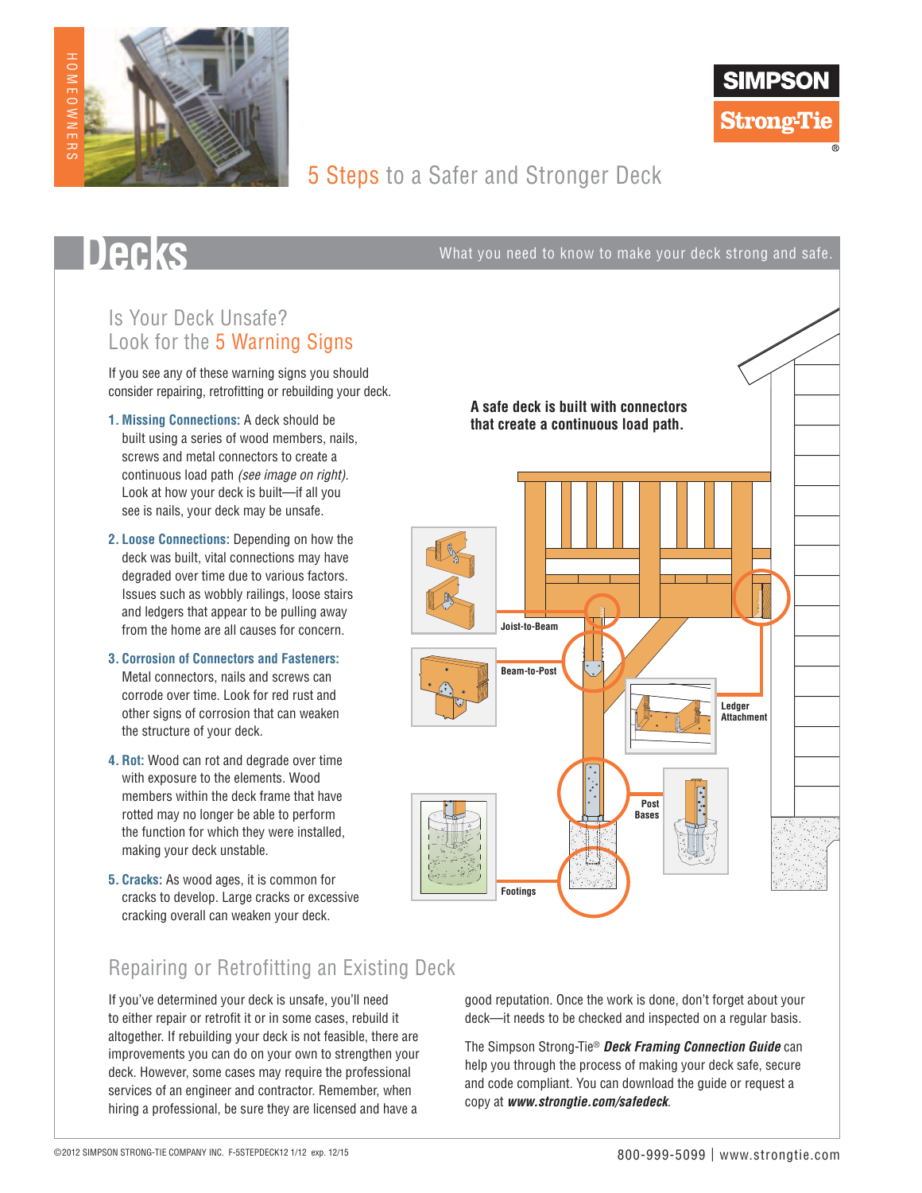HOMEOWNERS

SIMPSON Strong-Tie®

# 5 Steps to a Safer and Stronger Deck

# Decks

What you need to know to make your deck strong and safe.

## Is Your Deck Unsafe? Look for the 5 Warning Signs

If you see any of these warning signs you should consider repairing, retrofitting or rebuilding your deck.

1. **Missing Connections:** A deck should be built using a series of wood members, nails, screws and metal connectors to create a continuous load path *(see image on right)*. Look at how your deck is built—if all you see is nails, your deck may be unsafe.
2. **Loose Connections:** Depending on how the deck was built, vital connections may have degraded over time due to various factors. Issues such as wobbly railings, loose stairs and ledgers that appear to be pulling away from the home are all causes for concern.
3. **Corrosion of Connectors and Fasteners:** Metal connectors, nails and screws can corrode over time. Look for red rust and other signs of corrosion that can weaken the structure of your deck.
4. **Rot:** Wood can rot and degrade over time with exposure to the elements. Wood members within the deck frame that have rotted may no longer be able to perform the function for which they were installed, making your deck unstable.
5. **Cracks:** As wood ages, it is common for cracks to develop. Large cracks or excessive cracking overall can weaken your deck.

**A safe deck is built with connectors that create a continuous load path.**

Joist-to-Beam

Beam-to-Post

Ledger Attachment

Post Bases

Footings

## Repairing or Retrofitting an Existing Deck

If you've determined your deck is unsafe, you'll need to either repair or retrofit it or in some cases, rebuild it altogether. If rebuilding your deck is not feasible, there are improvements you can do on your own to strengthen your deck. However, some cases may require the professional services of an engineer and contractor. Remember, when hiring a professional, be sure they are licensed and have a good reputation. Once the work is done, don't forget about your deck—it needs to be checked and inspected on a regular basis.

The Simpson Strong-Tie® ***Deck Framing Connection Guide*** can help you through the process of making your deck safe, secure and code compliant. You can download the guide or request a copy at ***www.strongtie.com/safedeck***.

©2012 SIMPSON STRONG-TIE COMPANY INC. F-5STEPDECK12 1/12 exp. 12/15

800-999-5099 | www.strongtie.com